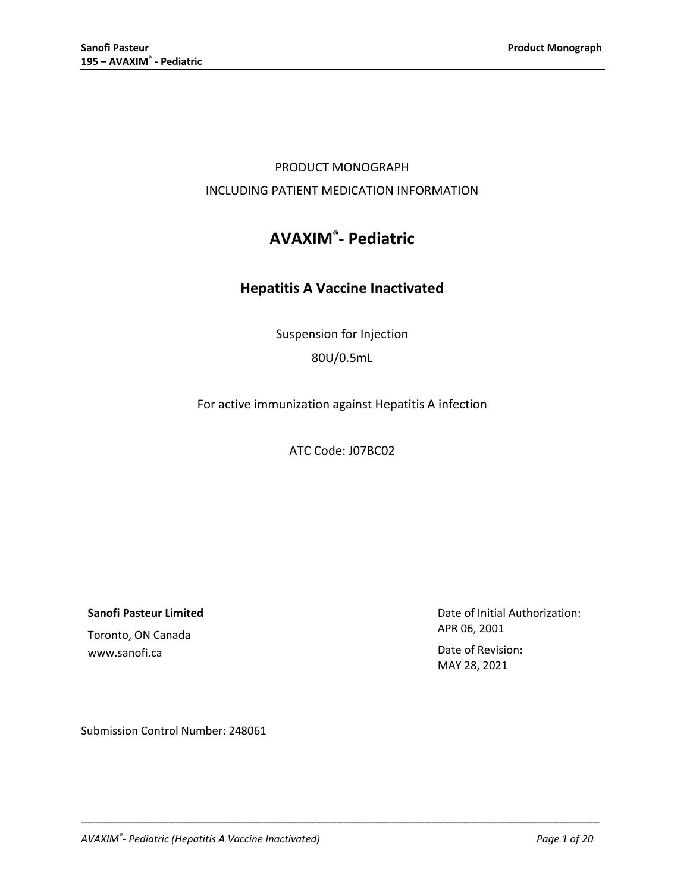PRODUCT MONOGRAPH

INCLUDING PATIENT MEDICATION INFORMATION

# AVAXIM®- Pediatric

## Hepatitis A Vaccine Inactivated

Suspension for Injection

80U/0.5mL

For active immunization against Hepatitis A infection

ATC Code: J07BC02

**Sanofi Pasteur Limited**

Toronto, ON Canada

www.sanofi.ca

Date of Initial Authorization:
APR 06, 2001

Date of Revision:
MAY 28, 2021

Submission Control Number: 248061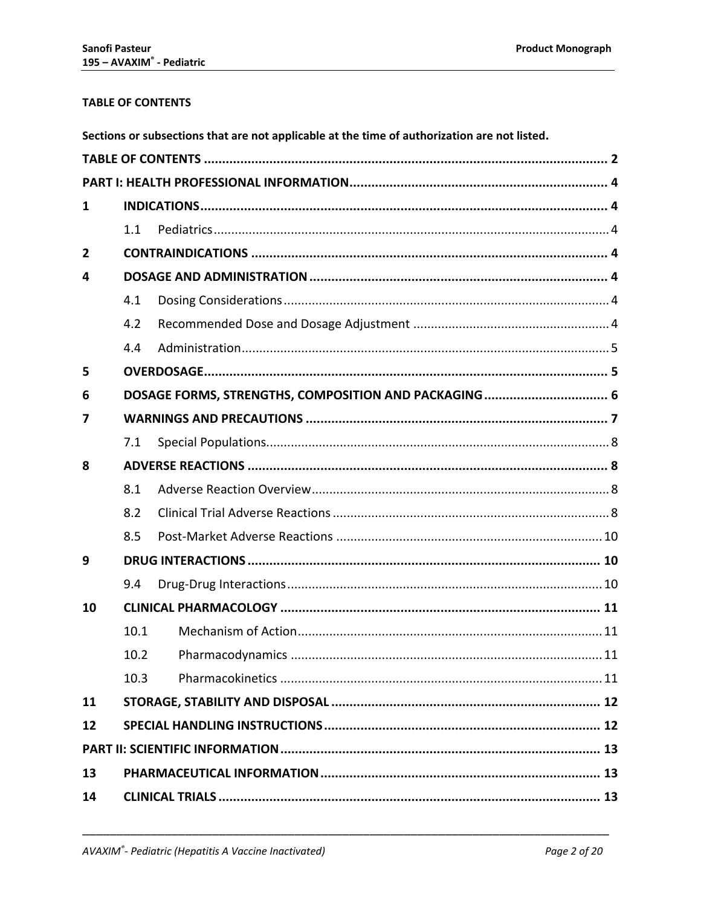**TABLE OF CONTENTS**

**Sections or subsections that are not applicable at the time of authorization are not listed.**

| | | |
|---|---|---|
| **TABLE OF CONTENTS** | | **2** |
| **PART I: HEALTH PROFESSIONAL INFORMATION** | | **4** |
| **1** | **INDICATIONS** | **4** |
| | 1.1 Pediatrics | 4 |
| **2** | **CONTRAINDICATIONS** | **4** |
| **4** | **DOSAGE AND ADMINISTRATION** | **4** |
| | 4.1 Dosing Considerations | 4 |
| | 4.2 Recommended Dose and Dosage Adjustment | 4 |
| | 4.4 Administration | 5 |
| **5** | **OVERDOSAGE** | **5** |
| **6** | **DOSAGE FORMS, STRENGTHS, COMPOSITION AND PACKAGING** | **6** |
| **7** | **WARNINGS AND PRECAUTIONS** | **7** |
| | 7.1 Special Populations | 8 |
| **8** | **ADVERSE REACTIONS** | **8** |
| | 8.1 Adverse Reaction Overview | 8 |
| | 8.2 Clinical Trial Adverse Reactions | 8 |
| | 8.5 Post-Market Adverse Reactions | 10 |
| **9** | **DRUG INTERACTIONS** | **10** |
| | 9.4 Drug-Drug Interactions | 10 |
| **10** | **CLINICAL PHARMACOLOGY** | **11** |
| | 10.1 Mechanism of Action | 11 |
| | 10.2 Pharmacodynamics | 11 |
| | 10.3 Pharmacokinetics | 11 |
| **11** | **STORAGE, STABILITY AND DISPOSAL** | **12** |
| **12** | **SPECIAL HANDLING INSTRUCTIONS** | **12** |
| **PART II: SCIENTIFIC INFORMATION** | | **13** |
| **13** | **PHARMACEUTICAL INFORMATION** | **13** |
| **14** | **CLINICAL TRIALS** | **13** |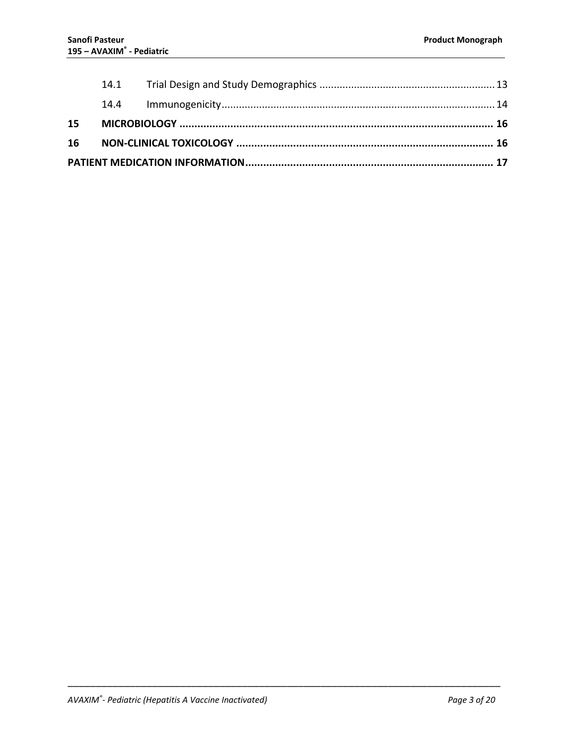| | | |
|---|---|---|
| 14.1 | Trial Design and Study Demographics | 13 |
| 14.4 | Immunogenicity | 14 |
| **15** | **MICROBIOLOGY** | **16** |
| **16** | **NON-CLINICAL TOXICOLOGY** | **16** |
| **PATIENT MEDICATION INFORMATION** | | **17** |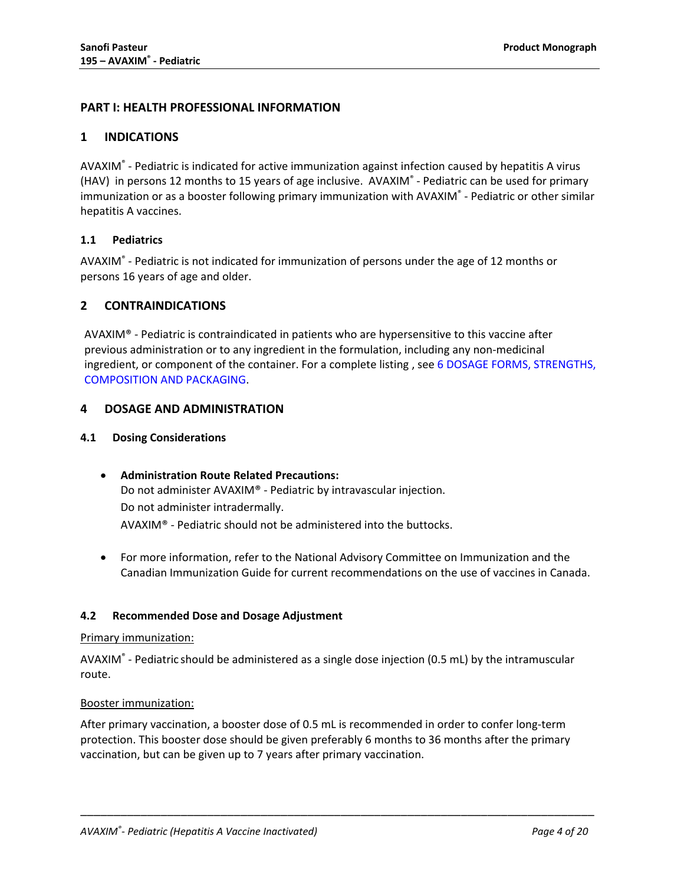# PART I: HEALTH PROFESSIONAL INFORMATION

## 1 INDICATIONS

AVAXIM® - Pediatric is indicated for active immunization against infection caused by hepatitis A virus (HAV) in persons 12 months to 15 years of age inclusive. AVAXIM® - Pediatric can be used for primary immunization or as a booster following primary immunization with AVAXIM® - Pediatric or other similar hepatitis A vaccines.

### 1.1 Pediatrics

AVAXIM® - Pediatric is not indicated for immunization of persons under the age of 12 months or persons 16 years of age and older.

## 2 CONTRAINDICATIONS

AVAXIM® - Pediatric is contraindicated in patients who are hypersensitive to this vaccine after previous administration or to any ingredient in the formulation, including any non-medicinal ingredient, or component of the container. For a complete listing , see 6 DOSAGE FORMS, STRENGTHS, COMPOSITION AND PACKAGING.

## 4 DOSAGE AND ADMINISTRATION

### 4.1 Dosing Considerations

- **Administration Route Related Precautions:**
  Do not administer AVAXIM® - Pediatric by intravascular injection.
  Do not administer intradermally.
  AVAXIM® - Pediatric should not be administered into the buttocks.

- For more information, refer to the National Advisory Committee on Immunization and the Canadian Immunization Guide for current recommendations on the use of vaccines in Canada.

### 4.2 Recommended Dose and Dosage Adjustment

Primary immunization:

AVAXIM® - Pediatric should be administered as a single dose injection (0.5 mL) by the intramuscular route.

Booster immunization:

After primary vaccination, a booster dose of 0.5 mL is recommended in order to confer long-term protection. This booster dose should be given preferably 6 months to 36 months after the primary vaccination, but can be given up to 7 years after primary vaccination.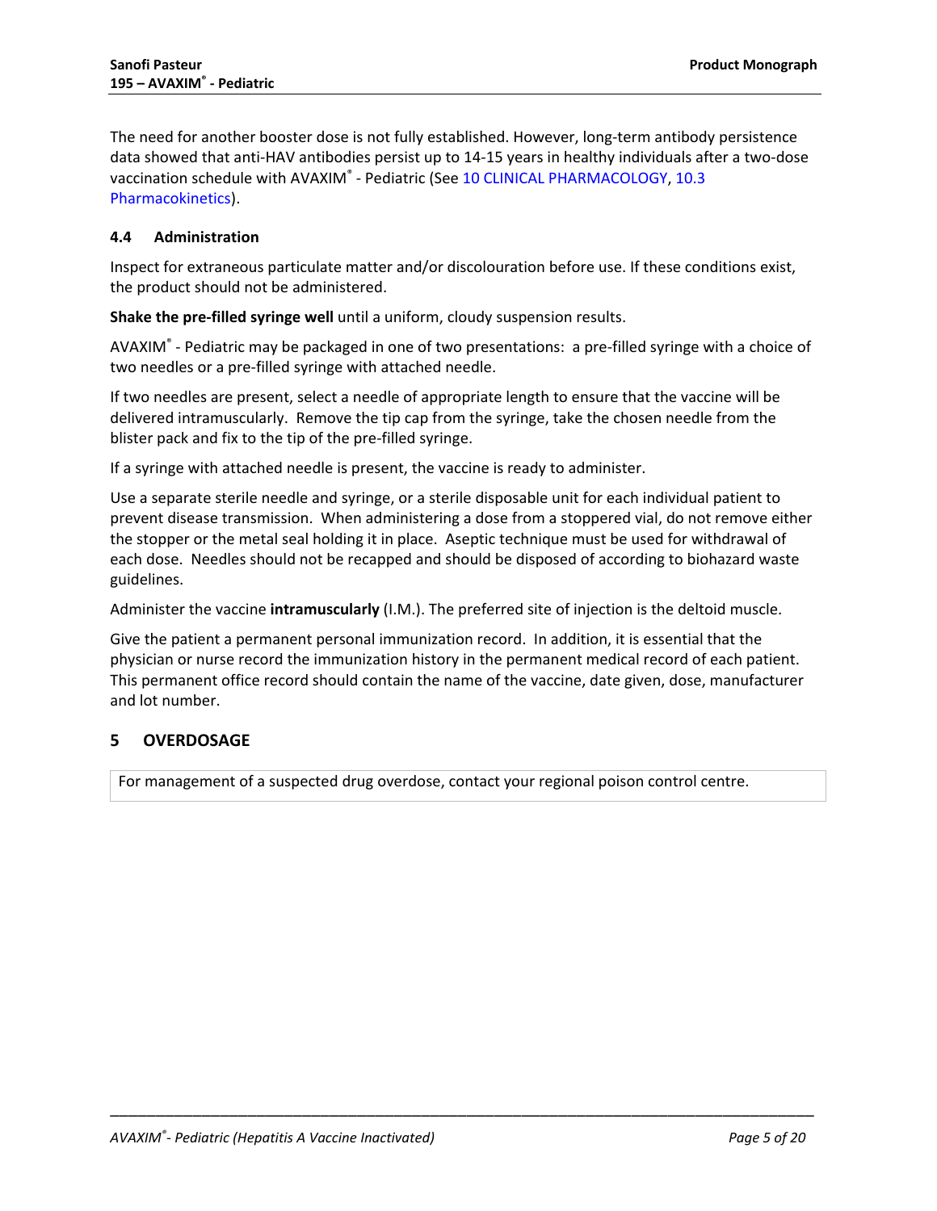The need for another booster dose is not fully established. However, long-term antibody persistence data showed that anti-HAV antibodies persist up to 14-15 years in healthy individuals after a two-dose vaccination schedule with AVAXIM® - Pediatric (See 10 CLINICAL PHARMACOLOGY, 10.3 Pharmacokinetics).

### 4.4 Administration

Inspect for extraneous particulate matter and/or discolouration before use. If these conditions exist, the product should not be administered.

**Shake the pre-filled syringe well** until a uniform, cloudy suspension results.

AVAXIM® - Pediatric may be packaged in one of two presentations: a pre-filled syringe with a choice of two needles or a pre-filled syringe with attached needle.

If two needles are present, select a needle of appropriate length to ensure that the vaccine will be delivered intramuscularly. Remove the tip cap from the syringe, take the chosen needle from the blister pack and fix to the tip of the pre-filled syringe.

If a syringe with attached needle is present, the vaccine is ready to administer.

Use a separate sterile needle and syringe, or a sterile disposable unit for each individual patient to prevent disease transmission. When administering a dose from a stoppered vial, do not remove either the stopper or the metal seal holding it in place. Aseptic technique must be used for withdrawal of each dose. Needles should not be recapped and should be disposed of according to biohazard waste guidelines.

Administer the vaccine **intramuscularly** (I.M.). The preferred site of injection is the deltoid muscle.

Give the patient a permanent personal immunization record. In addition, it is essential that the physician or nurse record the immunization history in the permanent medical record of each patient. This permanent office record should contain the name of the vaccine, date given, dose, manufacturer and lot number.

## 5 OVERDOSAGE

For management of a suspected drug overdose, contact your regional poison control centre.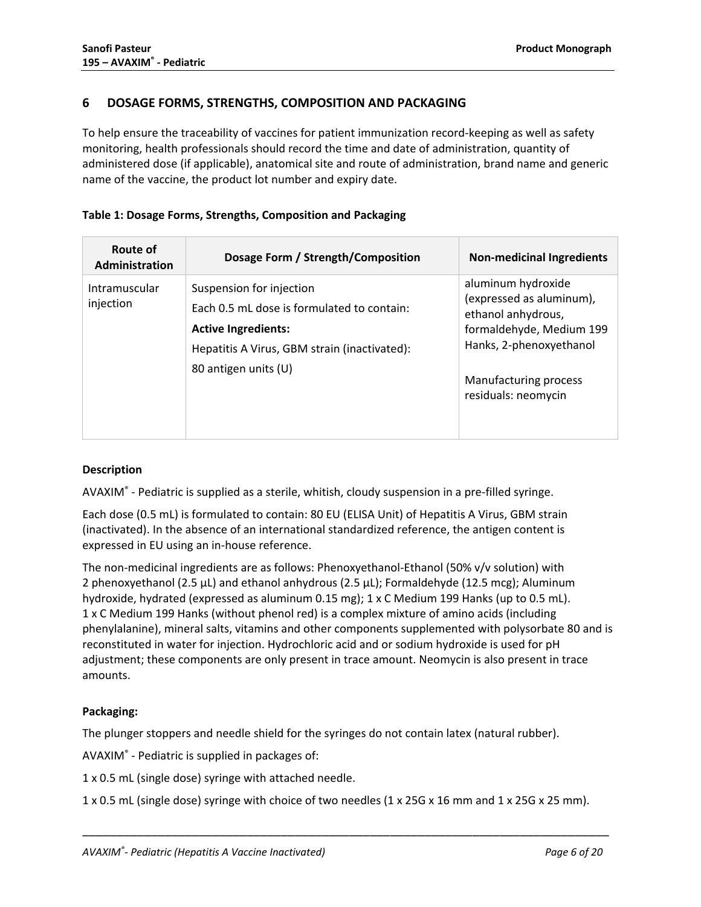## 6 DOSAGE FORMS, STRENGTHS, COMPOSITION AND PACKAGING

To help ensure the traceability of vaccines for patient immunization record-keeping as well as safety monitoring, health professionals should record the time and date of administration, quantity of administered dose (if applicable), anatomical site and route of administration, brand name and generic name of the vaccine, the product lot number and expiry date.

**Table 1: Dosage Forms, Strengths, Composition and Packaging**

| Route of Administration | Dosage Form / Strength/Composition | Non-medicinal Ingredients |
|---|---|---|
| Intramuscular injection | Suspension for injection<br>Each 0.5 mL dose is formulated to contain:<br>**Active Ingredients:**<br>Hepatitis A Virus, GBM strain (inactivated): 80 antigen units (U) | aluminum hydroxide (expressed as aluminum), ethanol anhydrous, formaldehyde, Medium 199 Hanks, 2-phenoxyethanol<br><br>Manufacturing process residuals: neomycin |

**Description**

AVAXIM® - Pediatric is supplied as a sterile, whitish, cloudy suspension in a pre-filled syringe.

Each dose (0.5 mL) is formulated to contain: 80 EU (ELISA Unit) of Hepatitis A Virus, GBM strain (inactivated). In the absence of an international standardized reference, the antigen content is expressed in EU using an in-house reference.

The non-medicinal ingredients are as follows: Phenoxyethanol-Ethanol (50% v/v solution) with 2 phenoxyethanol (2.5 µL) and ethanol anhydrous (2.5 µL); Formaldehyde (12.5 mcg); Aluminum hydroxide, hydrated (expressed as aluminum 0.15 mg); 1 x C Medium 199 Hanks (up to 0.5 mL). 1 x C Medium 199 Hanks (without phenol red) is a complex mixture of amino acids (including phenylalanine), mineral salts, vitamins and other components supplemented with polysorbate 80 and is reconstituted in water for injection. Hydrochloric acid and or sodium hydroxide is used for pH adjustment; these components are only present in trace amount. Neomycin is also present in trace amounts.

**Packaging:**

The plunger stoppers and needle shield for the syringes do not contain latex (natural rubber).

AVAXIM® - Pediatric is supplied in packages of:

1 x 0.5 mL (single dose) syringe with attached needle.

1 x 0.5 mL (single dose) syringe with choice of two needles (1 x 25G x 16 mm and 1 x 25G x 25 mm).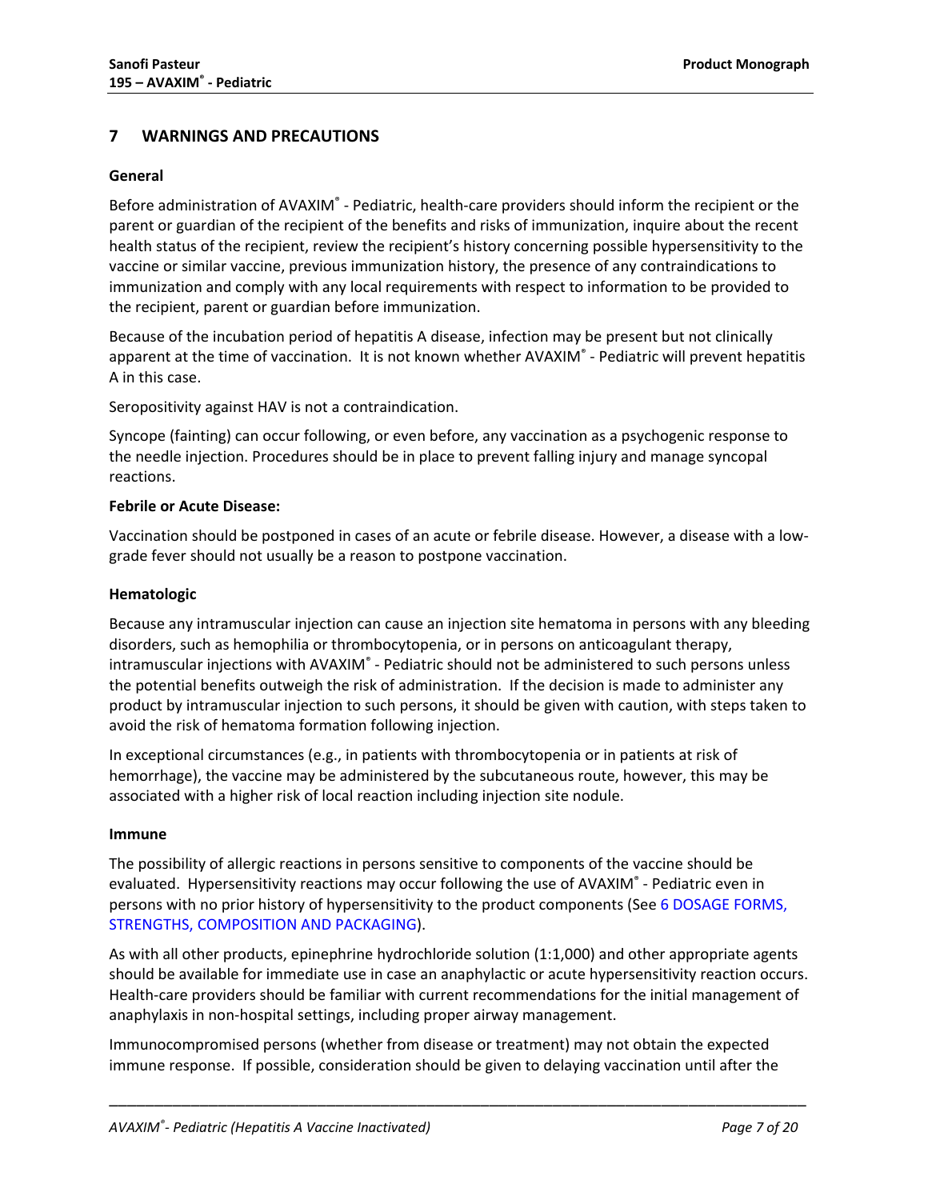## 7 WARNINGS AND PRECAUTIONS

### General

Before administration of AVAXIM® - Pediatric, health-care providers should inform the recipient or the parent or guardian of the recipient of the benefits and risks of immunization, inquire about the recent health status of the recipient, review the recipient's history concerning possible hypersensitivity to the vaccine or similar vaccine, previous immunization history, the presence of any contraindications to immunization and comply with any local requirements with respect to information to be provided to the recipient, parent or guardian before immunization.

Because of the incubation period of hepatitis A disease, infection may be present but not clinically apparent at the time of vaccination. It is not known whether AVAXIM® - Pediatric will prevent hepatitis A in this case.

Seropositivity against HAV is not a contraindication.

Syncope (fainting) can occur following, or even before, any vaccination as a psychogenic response to the needle injection. Procedures should be in place to prevent falling injury and manage syncopal reactions.

**Febrile or Acute Disease:**

Vaccination should be postponed in cases of an acute or febrile disease. However, a disease with a low-grade fever should not usually be a reason to postpone vaccination.

### Hematologic

Because any intramuscular injection can cause an injection site hematoma in persons with any bleeding disorders, such as hemophilia or thrombocytopenia, or in persons on anticoagulant therapy, intramuscular injections with AVAXIM® - Pediatric should not be administered to such persons unless the potential benefits outweigh the risk of administration. If the decision is made to administer any product by intramuscular injection to such persons, it should be given with caution, with steps taken to avoid the risk of hematoma formation following injection.

In exceptional circumstances (e.g., in patients with thrombocytopenia or in patients at risk of hemorrhage), the vaccine may be administered by the subcutaneous route, however, this may be associated with a higher risk of local reaction including injection site nodule.

### Immune

The possibility of allergic reactions in persons sensitive to components of the vaccine should be evaluated. Hypersensitivity reactions may occur following the use of AVAXIM® - Pediatric even in persons with no prior history of hypersensitivity to the product components (See 6 DOSAGE FORMS, STRENGTHS, COMPOSITION AND PACKAGING).

As with all other products, epinephrine hydrochloride solution (1:1,000) and other appropriate agents should be available for immediate use in case an anaphylactic or acute hypersensitivity reaction occurs. Health-care providers should be familiar with current recommendations for the initial management of anaphylaxis in non-hospital settings, including proper airway management.

Immunocompromised persons (whether from disease or treatment) may not obtain the expected immune response. If possible, consideration should be given to delaying vaccination until after the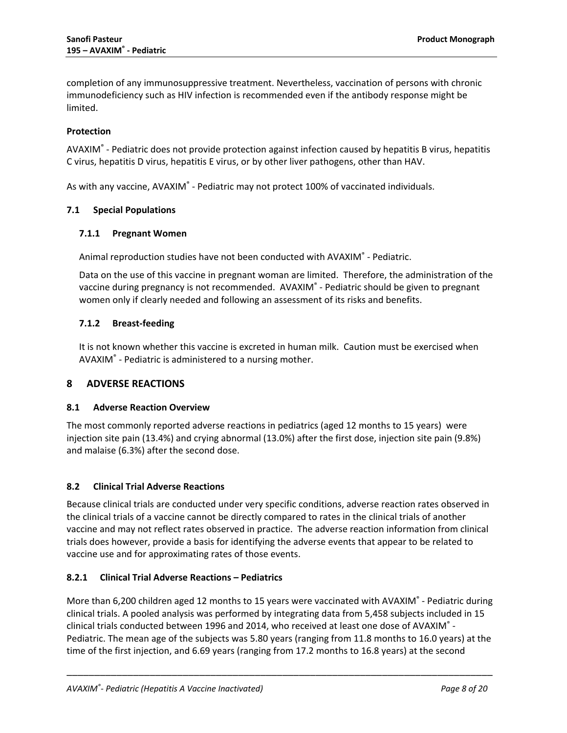completion of any immunosuppressive treatment. Nevertheless, vaccination of persons with chronic immunodeficiency such as HIV infection is recommended even if the antibody response might be limited.

**Protection**

AVAXIM® - Pediatric does not provide protection against infection caused by hepatitis B virus, hepatitis C virus, hepatitis D virus, hepatitis E virus, or by other liver pathogens, other than HAV.

As with any vaccine, AVAXIM® - Pediatric may not protect 100% of vaccinated individuals.

### 7.1 Special Populations

#### 7.1.1 Pregnant Women

Animal reproduction studies have not been conducted with AVAXIM® - Pediatric.

Data on the use of this vaccine in pregnant woman are limited. Therefore, the administration of the vaccine during pregnancy is not recommended. AVAXIM® - Pediatric should be given to pregnant women only if clearly needed and following an assessment of its risks and benefits.

#### 7.1.2 Breast-feeding

It is not known whether this vaccine is excreted in human milk. Caution must be exercised when AVAXIM® - Pediatric is administered to a nursing mother.

## 8 ADVERSE REACTIONS

### 8.1 Adverse Reaction Overview

The most commonly reported adverse reactions in pediatrics (aged 12 months to 15 years) were injection site pain (13.4%) and crying abnormal (13.0%) after the first dose, injection site pain (9.8%) and malaise (6.3%) after the second dose.

### 8.2 Clinical Trial Adverse Reactions

Because clinical trials are conducted under very specific conditions, adverse reaction rates observed in the clinical trials of a vaccine cannot be directly compared to rates in the clinical trials of another vaccine and may not reflect rates observed in practice. The adverse reaction information from clinical trials does however, provide a basis for identifying the adverse events that appear to be related to vaccine use and for approximating rates of those events.

### 8.2.1 Clinical Trial Adverse Reactions – Pediatrics

More than 6,200 children aged 12 months to 15 years were vaccinated with AVAXIM® - Pediatric during clinical trials. A pooled analysis was performed by integrating data from 5,458 subjects included in 15 clinical trials conducted between 1996 and 2014, who received at least one dose of AVAXIM® - Pediatric. The mean age of the subjects was 5.80 years (ranging from 11.8 months to 16.0 years) at the time of the first injection, and 6.69 years (ranging from 17.2 months to 16.8 years) at the second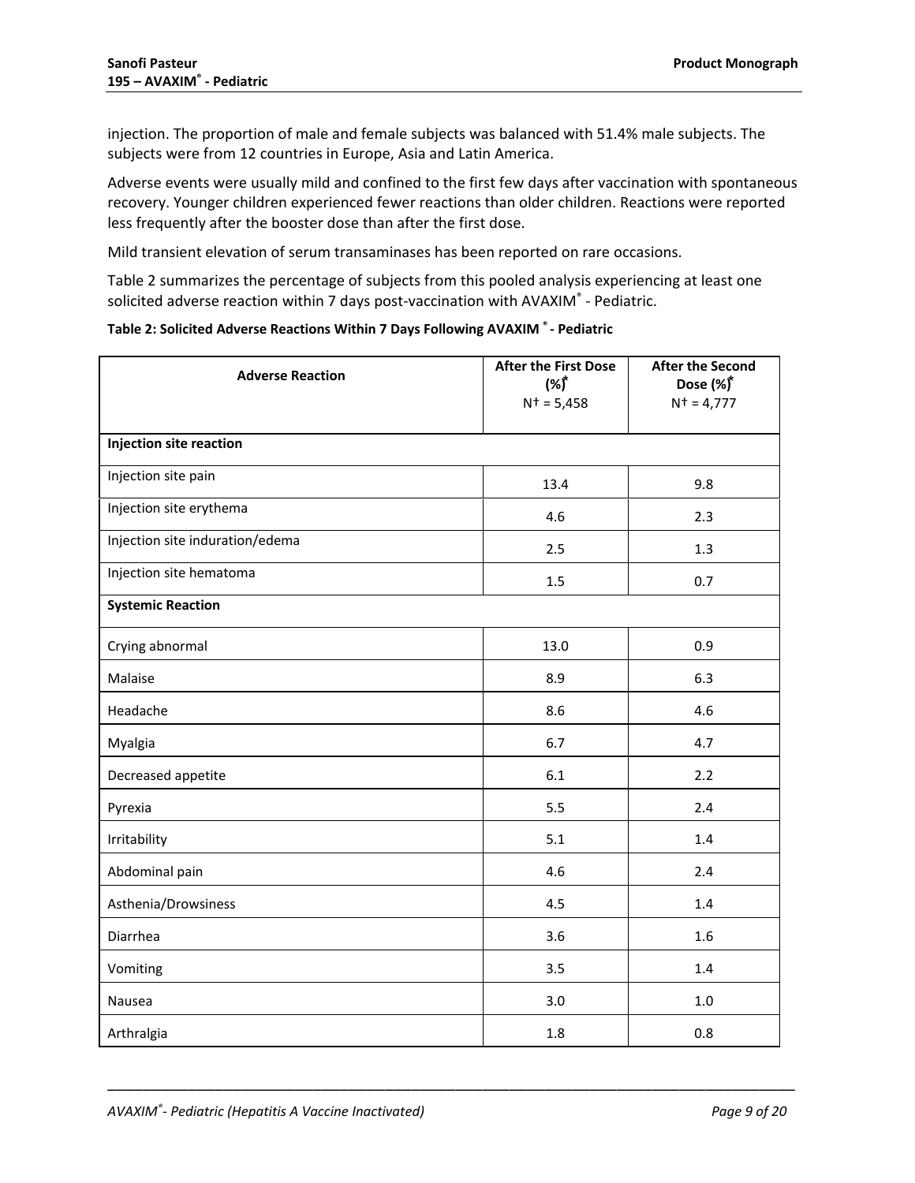injection. The proportion of male and female subjects was balanced with 51.4% male subjects. The subjects were from 12 countries in Europe, Asia and Latin America.

Adverse events were usually mild and confined to the first few days after vaccination with spontaneous recovery. Younger children experienced fewer reactions than older children. Reactions were reported less frequently after the booster dose than after the first dose.

Mild transient elevation of serum transaminases has been reported on rare occasions.

Table 2 summarizes the percentage of subjects from this pooled analysis experiencing at least one solicited adverse reaction within 7 days post-vaccination with AVAXIM® - Pediatric.

**Table 2: Solicited Adverse Reactions Within 7 Days Following AVAXIM ® - Pediatric**

| Adverse Reaction | After the First Dose (%)* N† = 5,458 | After the Second Dose (%)* N† = 4,777 |
|---|---|---|
| **Injection site reaction** | | |
| Injection site pain | 13.4 | 9.8 |
| Injection site erythema | 4.6 | 2.3 |
| Injection site induration/edema | 2.5 | 1.3 |
| Injection site hematoma | 1.5 | 0.7 |
| **Systemic Reaction** | | |
| Crying abnormal | 13.0 | 0.9 |
| Malaise | 8.9 | 6.3 |
| Headache | 8.6 | 4.6 |
| Myalgia | 6.7 | 4.7 |
| Decreased appetite | 6.1 | 2.2 |
| Pyrexia | 5.5 | 2.4 |
| Irritability | 5.1 | 1.4 |
| Abdominal pain | 4.6 | 2.4 |
| Asthenia/Drowsiness | 4.5 | 1.4 |
| Diarrhea | 3.6 | 1.6 |
| Vomiting | 3.5 | 1.4 |
| Nausea | 3.0 | 1.0 |
| Arthralgia | 1.8 | 0.8 |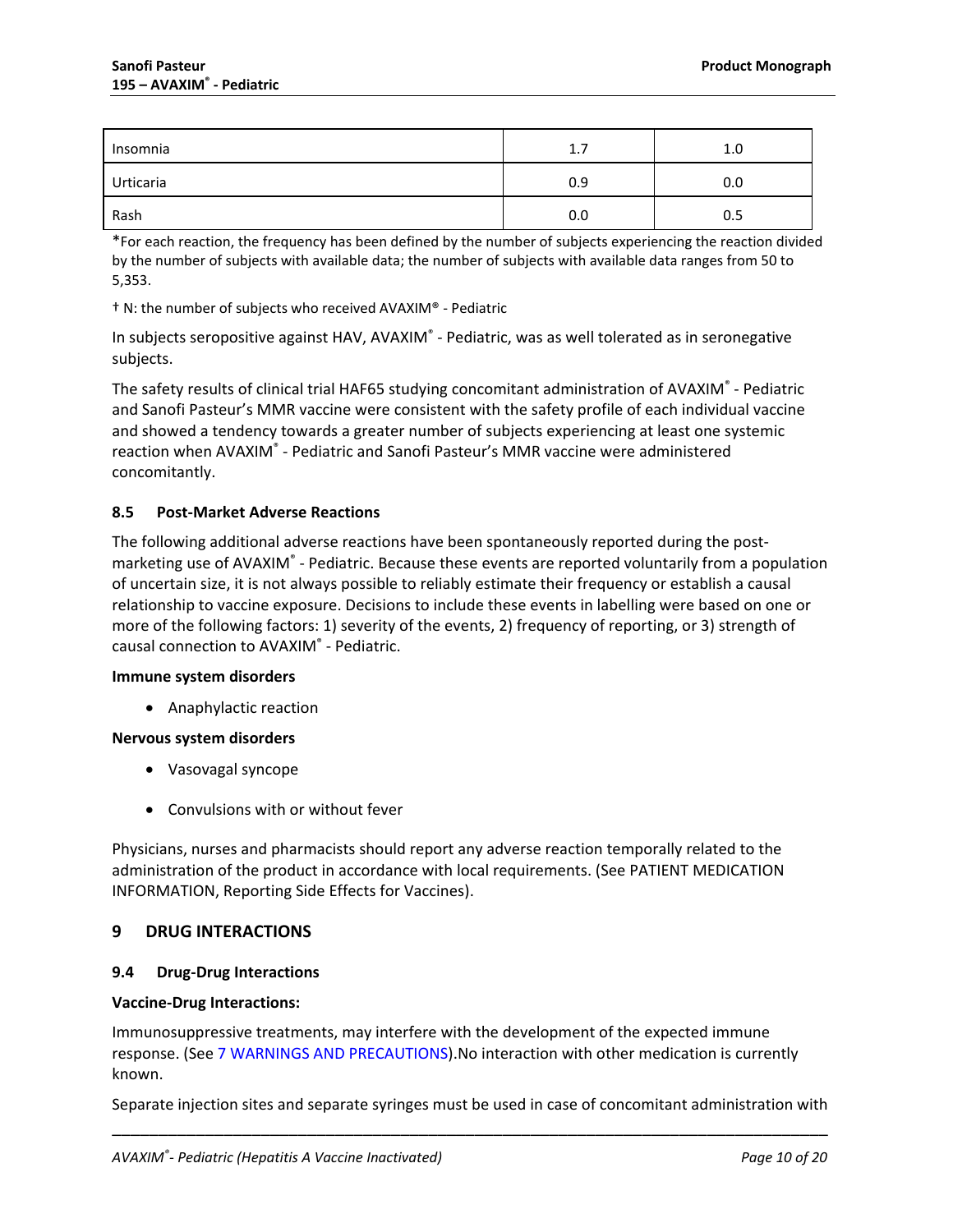| | | |
|---|---|---|
| Insomnia | 1.7 | 1.0 |
| Urticaria | 0.9 | 0.0 |
| Rash | 0.0 | 0.5 |

*For each reaction, the frequency has been defined by the number of subjects experiencing the reaction divided by the number of subjects with available data; the number of subjects with available data ranges from 50 to 5,353.

† N: the number of subjects who received AVAXIM® - Pediatric

In subjects seropositive against HAV, AVAXIM® - Pediatric, was as well tolerated as in seronegative subjects.

The safety results of clinical trial HAF65 studying concomitant administration of AVAXIM® - Pediatric and Sanofi Pasteur's MMR vaccine were consistent with the safety profile of each individual vaccine and showed a tendency towards a greater number of subjects experiencing at least one systemic reaction when AVAXIM® - Pediatric and Sanofi Pasteur's MMR vaccine were administered concomitantly.

### 8.5 Post-Market Adverse Reactions

The following additional adverse reactions have been spontaneously reported during the post-marketing use of AVAXIM® - Pediatric. Because these events are reported voluntarily from a population of uncertain size, it is not always possible to reliably estimate their frequency or establish a causal relationship to vaccine exposure. Decisions to include these events in labelling were based on one or more of the following factors: 1) severity of the events, 2) frequency of reporting, or 3) strength of causal connection to AVAXIM® - Pediatric.

**Immune system disorders**

- Anaphylactic reaction

**Nervous system disorders**

- Vasovagal syncope
- Convulsions with or without fever

Physicians, nurses and pharmacists should report any adverse reaction temporally related to the administration of the product in accordance with local requirements. (See PATIENT MEDICATION INFORMATION, Reporting Side Effects for Vaccines).

## 9 DRUG INTERACTIONS

### 9.4 Drug-Drug Interactions

**Vaccine-Drug Interactions:**

Immunosuppressive treatments, may interfere with the development of the expected immune response. (See 7 WARNINGS AND PRECAUTIONS).No interaction with other medication is currently known.

Separate injection sites and separate syringes must be used in case of concomitant administration with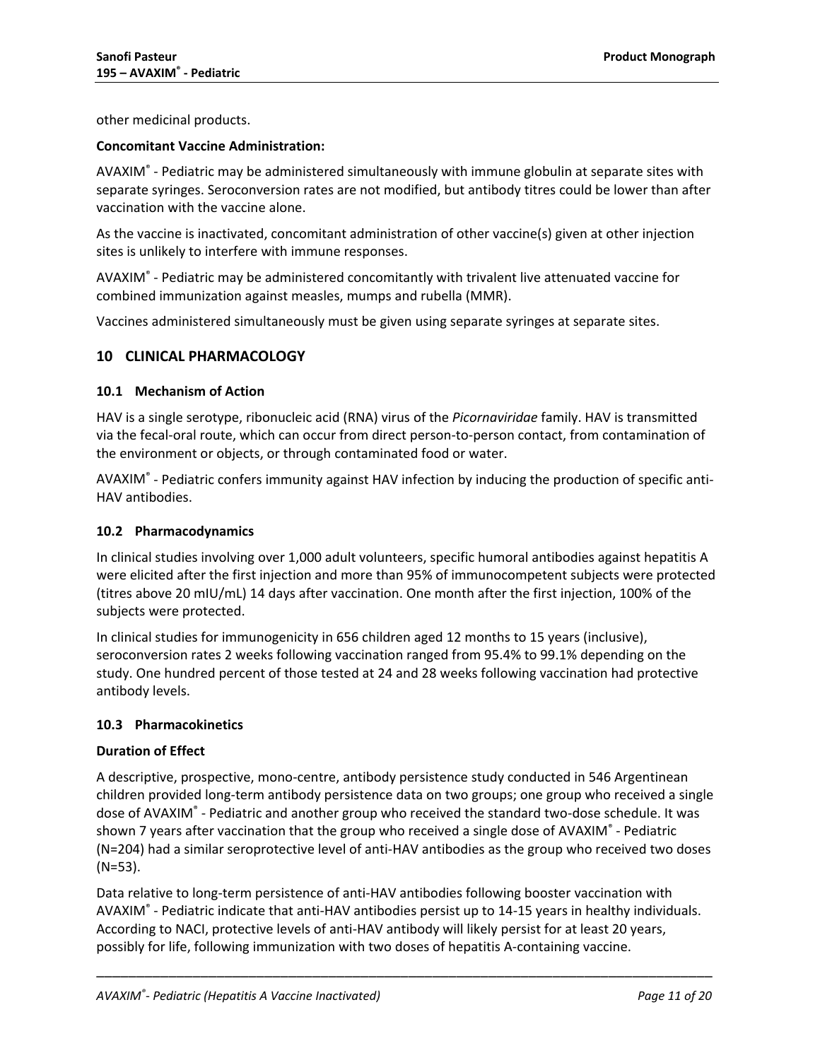other medicinal products.

**Concomitant Vaccine Administration:**

AVAXIM® - Pediatric may be administered simultaneously with immune globulin at separate sites with separate syringes. Seroconversion rates are not modified, but antibody titres could be lower than after vaccination with the vaccine alone.

As the vaccine is inactivated, concomitant administration of other vaccine(s) given at other injection sites is unlikely to interfere with immune responses.

AVAXIM® - Pediatric may be administered concomitantly with trivalent live attenuated vaccine for combined immunization against measles, mumps and rubella (MMR).

Vaccines administered simultaneously must be given using separate syringes at separate sites.

## 10 CLINICAL PHARMACOLOGY

### 10.1 Mechanism of Action

HAV is a single serotype, ribonucleic acid (RNA) virus of the *Picornaviridae* family. HAV is transmitted via the fecal-oral route, which can occur from direct person-to-person contact, from contamination of the environment or objects, or through contaminated food or water.

AVAXIM® - Pediatric confers immunity against HAV infection by inducing the production of specific anti-HAV antibodies.

### 10.2 Pharmacodynamics

In clinical studies involving over 1,000 adult volunteers, specific humoral antibodies against hepatitis A were elicited after the first injection and more than 95% of immunocompetent subjects were protected (titres above 20 mIU/mL) 14 days after vaccination. One month after the first injection, 100% of the subjects were protected.

In clinical studies for immunogenicity in 656 children aged 12 months to 15 years (inclusive), seroconversion rates 2 weeks following vaccination ranged from 95.4% to 99.1% depending on the study. One hundred percent of those tested at 24 and 28 weeks following vaccination had protective antibody levels.

### 10.3 Pharmacokinetics

**Duration of Effect**

A descriptive, prospective, mono-centre, antibody persistence study conducted in 546 Argentinean children provided long-term antibody persistence data on two groups; one group who received a single dose of AVAXIM® - Pediatric and another group who received the standard two-dose schedule. It was shown 7 years after vaccination that the group who received a single dose of AVAXIM® - Pediatric (N=204) had a similar seroprotective level of anti-HAV antibodies as the group who received two doses (N=53).

Data relative to long-term persistence of anti-HAV antibodies following booster vaccination with AVAXIM® - Pediatric indicate that anti-HAV antibodies persist up to 14-15 years in healthy individuals. According to NACI, protective levels of anti-HAV antibody will likely persist for at least 20 years, possibly for life, following immunization with two doses of hepatitis A-containing vaccine.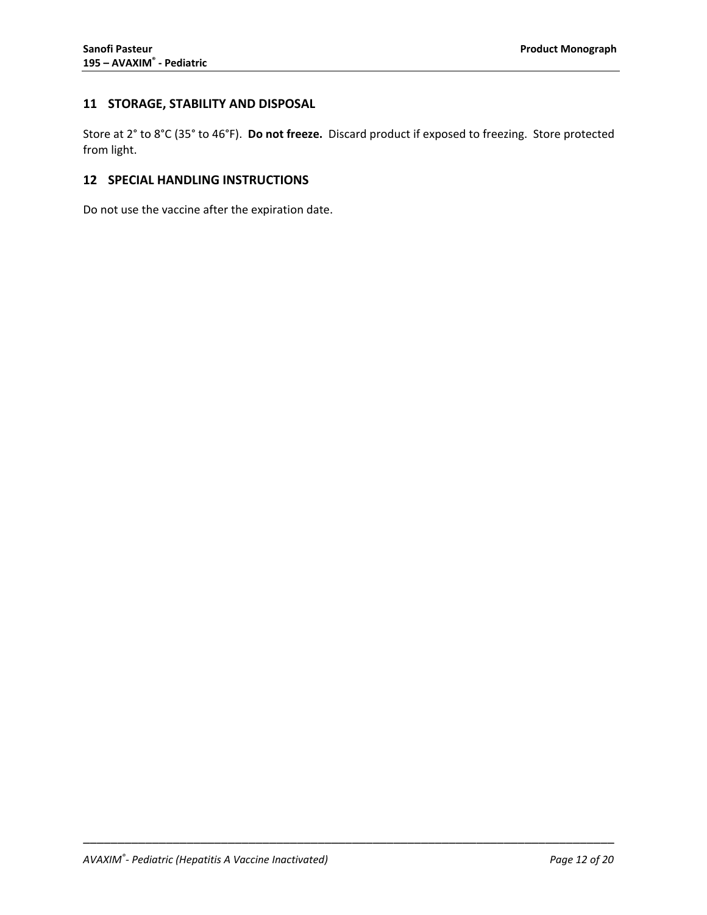## 11 STORAGE, STABILITY AND DISPOSAL

Store at 2° to 8°C (35° to 46°F). **Do not freeze.** Discard product if exposed to freezing. Store protected from light.

## 12 SPECIAL HANDLING INSTRUCTIONS

Do not use the vaccine after the expiration date.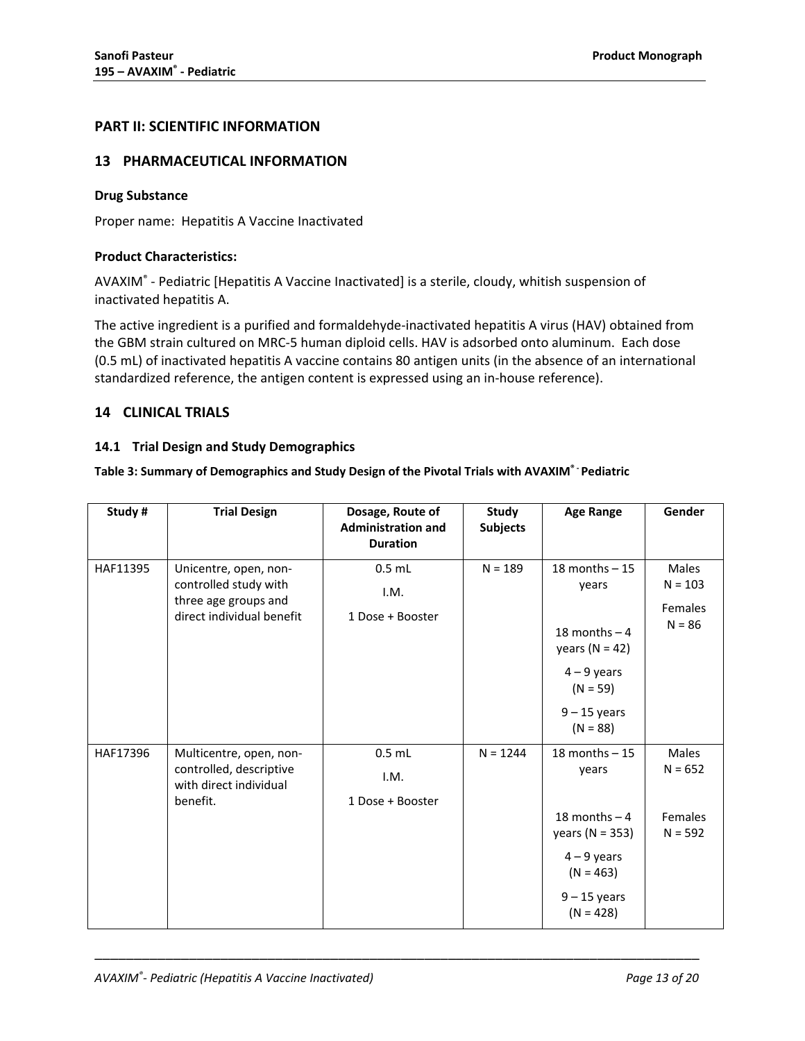# PART II: SCIENTIFIC INFORMATION

## 13 PHARMACEUTICAL INFORMATION

### Drug Substance

Proper name: Hepatitis A Vaccine Inactivated

### Product Characteristics:

AVAXIM® - Pediatric [Hepatitis A Vaccine Inactivated] is a sterile, cloudy, whitish suspension of inactivated hepatitis A.

The active ingredient is a purified and formaldehyde-inactivated hepatitis A virus (HAV) obtained from the GBM strain cultured on MRC-5 human diploid cells. HAV is adsorbed onto aluminum. Each dose (0.5 mL) of inactivated hepatitis A vaccine contains 80 antigen units (in the absence of an international standardized reference, the antigen content is expressed using an in-house reference).

## 14 CLINICAL TRIALS

### 14.1 Trial Design and Study Demographics

**Table 3: Summary of Demographics and Study Design of the Pivotal Trials with AVAXIM® - Pediatric**

| Study # | Trial Design | Dosage, Route of Administration and Duration | Study Subjects | Age Range | Gender |
|---|---|---|---|---|---|
| HAF11395 | Unicentre, open, non-controlled study with three age groups and direct individual benefit | 0.5 mL<br>I.M.<br>1 Dose + Booster | N = 189 | 18 months – 15 years<br><br>18 months – 4 years (N = 42)<br>4 – 9 years (N = 59)<br>9 – 15 years (N = 88) | Males N = 103<br>Females N = 86 |
| HAF17396 | Multicentre, open, non-controlled, descriptive with direct individual benefit. | 0.5 mL<br>I.M.<br>1 Dose + Booster | N = 1244 | 18 months – 15 years<br><br>18 months – 4 years (N = 353)<br>4 – 9 years (N = 463)<br>9 – 15 years (N = 428) | Males N = 652<br>Females N = 592 |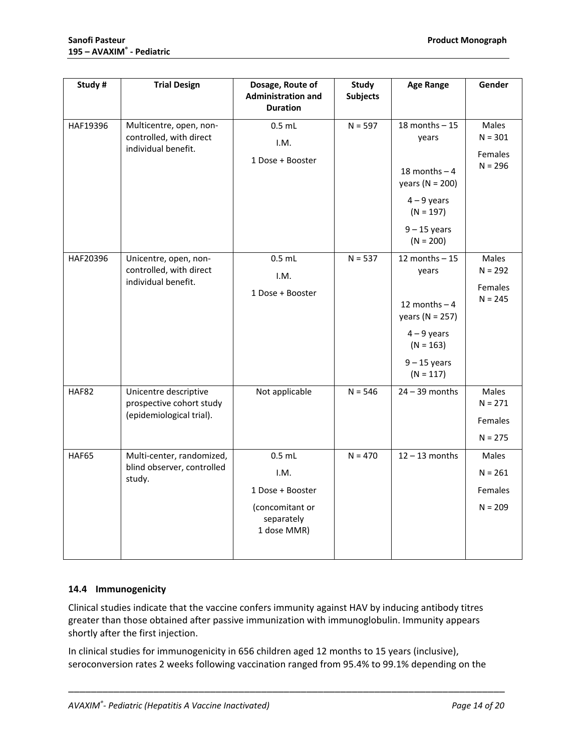| Study # | Trial Design | Dosage, Route of Administration and Duration | Study Subjects | Age Range | Gender |
|---|---|---|---|---|---|
| HAF19396 | Multicentre, open, non-controlled, with direct individual benefit. | 0.5 mL<br>I.M.<br>1 Dose + Booster | N = 597 | 18 months – 15 years<br>18 months – 4 years (N = 200)<br>4 – 9 years (N = 197)<br>9 – 15 years (N = 200) | Males N = 301<br>Females N = 296 |
| HAF20396 | Unicentre, open, non-controlled, with direct individual benefit. | 0.5 mL<br>I.M.<br>1 Dose + Booster | N = 537 | 12 months – 15 years<br>12 months – 4 years (N = 257)<br>4 – 9 years (N = 163)<br>9 – 15 years (N = 117) | Males N = 292<br>Females N = 245 |
| HAF82 | Unicentre descriptive prospective cohort study (epidemiological trial). | Not applicable | N = 546 | 24 – 39 months | Males N = 271<br>Females N = 275 |
| HAF65 | Multi-center, randomized, blind observer, controlled study. | 0.5 mL<br>I.M.<br>1 Dose + Booster<br>(concomitant or separately 1 dose MMR) | N = 470 | 12 – 13 months | Males N = 261<br>Females N = 209 |

### 14.4 Immunogenicity

Clinical studies indicate that the vaccine confers immunity against HAV by inducing antibody titres greater than those obtained after passive immunization with immunoglobulin. Immunity appears shortly after the first injection.

In clinical studies for immunogenicity in 656 children aged 12 months to 15 years (inclusive), seroconversion rates 2 weeks following vaccination ranged from 95.4% to 99.1% depending on the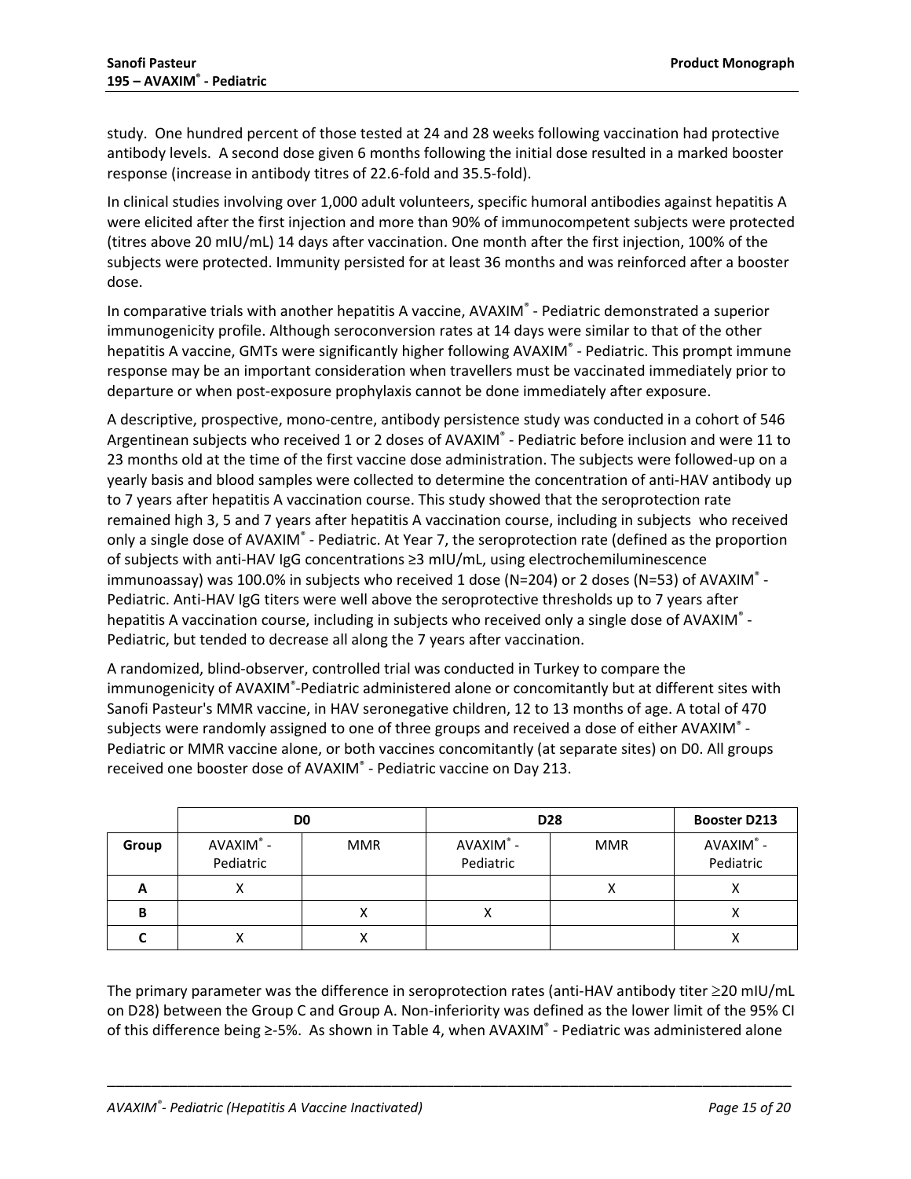study. One hundred percent of those tested at 24 and 28 weeks following vaccination had protective antibody levels. A second dose given 6 months following the initial dose resulted in a marked booster response (increase in antibody titres of 22.6-fold and 35.5-fold).

In clinical studies involving over 1,000 adult volunteers, specific humoral antibodies against hepatitis A were elicited after the first injection and more than 90% of immunocompetent subjects were protected (titres above 20 mIU/mL) 14 days after vaccination. One month after the first injection, 100% of the subjects were protected. Immunity persisted for at least 36 months and was reinforced after a booster dose.

In comparative trials with another hepatitis A vaccine, AVAXIM® - Pediatric demonstrated a superior immunogenicity profile. Although seroconversion rates at 14 days were similar to that of the other hepatitis A vaccine, GMTs were significantly higher following AVAXIM® - Pediatric. This prompt immune response may be an important consideration when travellers must be vaccinated immediately prior to departure or when post-exposure prophylaxis cannot be done immediately after exposure.

A descriptive, prospective, mono-centre, antibody persistence study was conducted in a cohort of 546 Argentinean subjects who received 1 or 2 doses of AVAXIM® - Pediatric before inclusion and were 11 to 23 months old at the time of the first vaccine dose administration. The subjects were followed-up on a yearly basis and blood samples were collected to determine the concentration of anti-HAV antibody up to 7 years after hepatitis A vaccination course. This study showed that the seroprotection rate remained high 3, 5 and 7 years after hepatitis A vaccination course, including in subjects who received only a single dose of AVAXIM® - Pediatric. At Year 7, the seroprotection rate (defined as the proportion of subjects with anti-HAV IgG concentrations ≥3 mIU/mL, using electrochemiluminescence immunoassay) was 100.0% in subjects who received 1 dose (N=204) or 2 doses (N=53) of AVAXIM® - Pediatric. Anti-HAV IgG titers were well above the seroprotective thresholds up to 7 years after hepatitis A vaccination course, including in subjects who received only a single dose of AVAXIM® - Pediatric, but tended to decrease all along the 7 years after vaccination.

A randomized, blind-observer, controlled trial was conducted in Turkey to compare the immunogenicity of AVAXIM®-Pediatric administered alone or concomitantly but at different sites with Sanofi Pasteur's MMR vaccine, in HAV seronegative children, 12 to 13 months of age. A total of 470 subjects were randomly assigned to one of three groups and received a dose of either AVAXIM® - Pediatric or MMR vaccine alone, or both vaccines concomitantly (at separate sites) on D0. All groups received one booster dose of AVAXIM® - Pediatric vaccine on Day 213.

| | D0 | | D28 | | Booster D213 |
|---|---|---|---|---|---|
| Group | AVAXIM® - Pediatric | MMR | AVAXIM® - Pediatric | MMR | AVAXIM® - Pediatric |
| A | X | | | X | X |
| B | | X | X | | X |
| C | X | X | | | X |

The primary parameter was the difference in seroprotection rates (anti-HAV antibody titer ≥20 mIU/mL on D28) between the Group C and Group A. Non-inferiority was defined as the lower limit of the 95% CI of this difference being ≥-5%. As shown in Table 4, when AVAXIM® - Pediatric was administered alone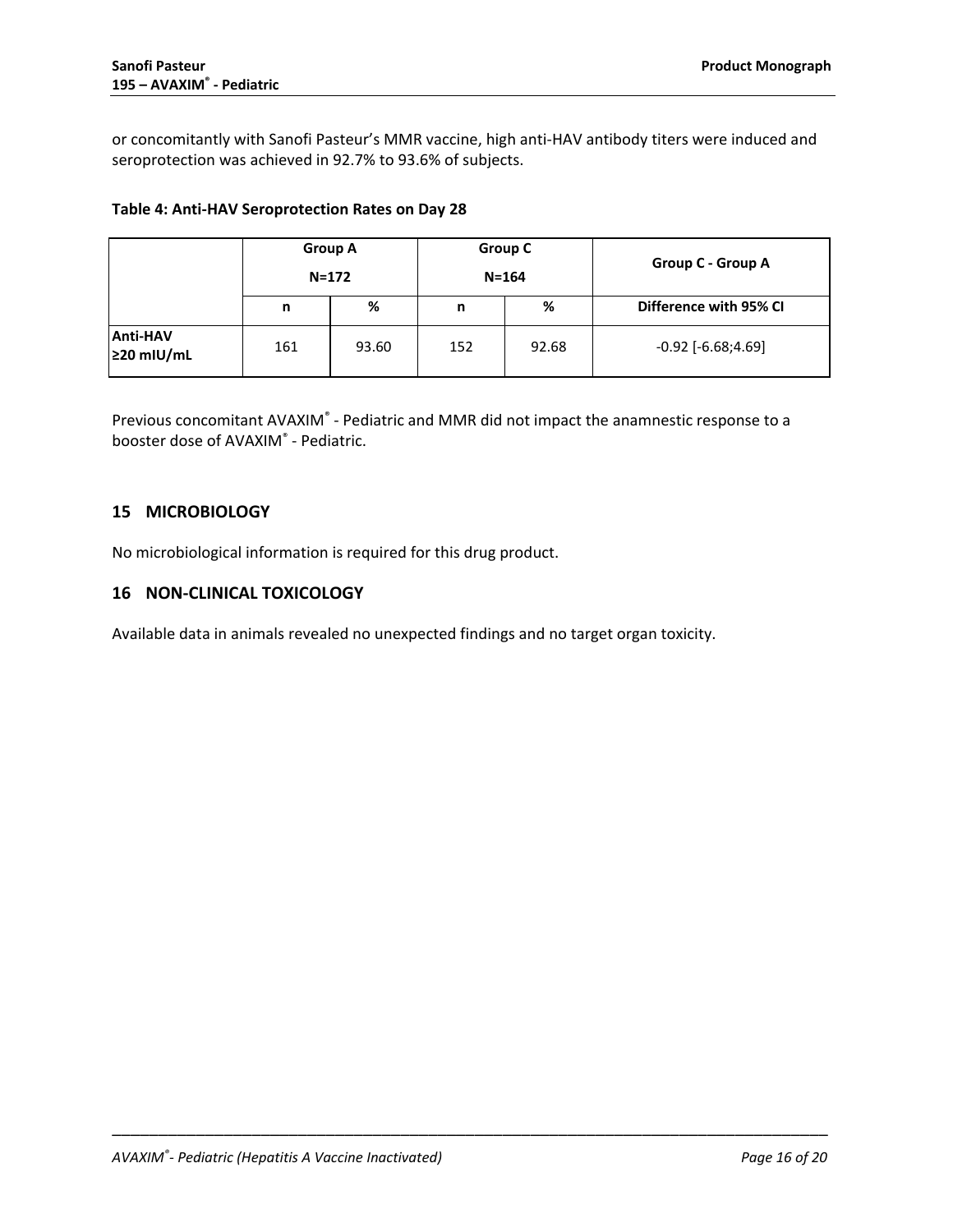or concomitantly with Sanofi Pasteur's MMR vaccine, high anti-HAV antibody titers were induced and seroprotection was achieved in 92.7% to 93.6% of subjects.

**Table 4: Anti-HAV Seroprotection Rates on Day 28**

| | Group A N=172 | | Group C N=164 | | Group C - Group A |
|---|---|---|---|---|---|
| | n | % | n | % | Difference with 95% CI |
| **Anti-HAV ≥20 mIU/mL** | 161 | 93.60 | 152 | 92.68 | -0.92 [-6.68;4.69] |

Previous concomitant AVAXIM® - Pediatric and MMR did not impact the anamnestic response to a booster dose of AVAXIM® - Pediatric.

## 15 MICROBIOLOGY

No microbiological information is required for this drug product.

## 16 NON-CLINICAL TOXICOLOGY

Available data in animals revealed no unexpected findings and no target organ toxicity.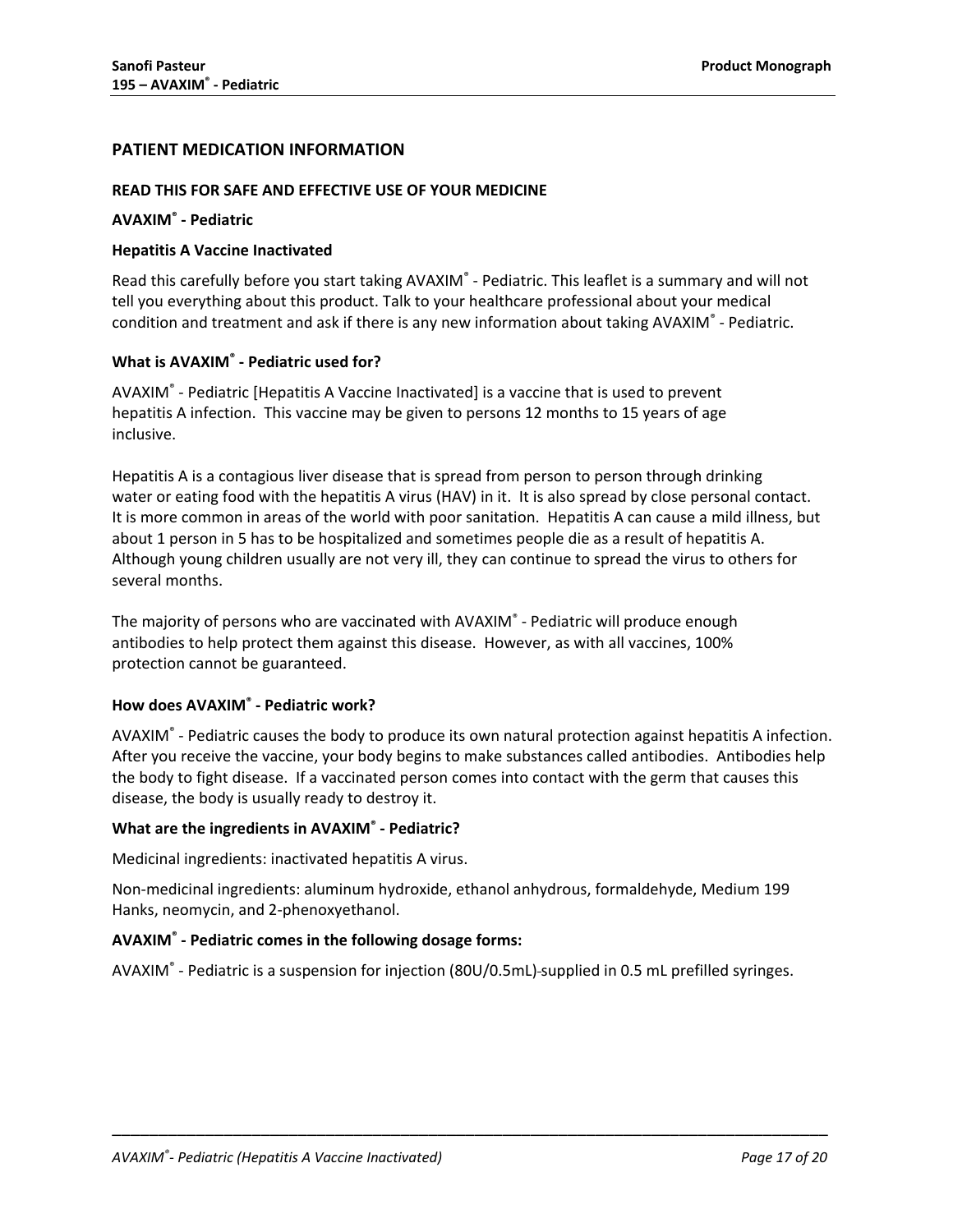## PATIENT MEDICATION INFORMATION

**READ THIS FOR SAFE AND EFFECTIVE USE OF YOUR MEDICINE**

**AVAXIM® - Pediatric**

**Hepatitis A Vaccine Inactivated**

Read this carefully before you start taking AVAXIM® - Pediatric. This leaflet is a summary and will not tell you everything about this product. Talk to your healthcare professional about your medical condition and treatment and ask if there is any new information about taking AVAXIM® - Pediatric.

### What is AVAXIM® - Pediatric used for?

AVAXIM® - Pediatric [Hepatitis A Vaccine Inactivated] is a vaccine that is used to prevent hepatitis A infection. This vaccine may be given to persons 12 months to 15 years of age inclusive.

Hepatitis A is a contagious liver disease that is spread from person to person through drinking water or eating food with the hepatitis A virus (HAV) in it. It is also spread by close personal contact. It is more common in areas of the world with poor sanitation. Hepatitis A can cause a mild illness, but about 1 person in 5 has to be hospitalized and sometimes people die as a result of hepatitis A. Although young children usually are not very ill, they can continue to spread the virus to others for several months.

The majority of persons who are vaccinated with AVAXIM® - Pediatric will produce enough antibodies to help protect them against this disease. However, as with all vaccines, 100% protection cannot be guaranteed.

### How does AVAXIM® - Pediatric work?

AVAXIM® - Pediatric causes the body to produce its own natural protection against hepatitis A infection. After you receive the vaccine, your body begins to make substances called antibodies. Antibodies help the body to fight disease. If a vaccinated person comes into contact with the germ that causes this disease, the body is usually ready to destroy it.

### What are the ingredients in AVAXIM® - Pediatric?

Medicinal ingredients: inactivated hepatitis A virus.

Non-medicinal ingredients: aluminum hydroxide, ethanol anhydrous, formaldehyde, Medium 199 Hanks, neomycin, and 2-phenoxyethanol.

### AVAXIM® - Pediatric comes in the following dosage forms:

AVAXIM® - Pediatric is a suspension for injection (80U/0.5mL) supplied in 0.5 mL prefilled syringes.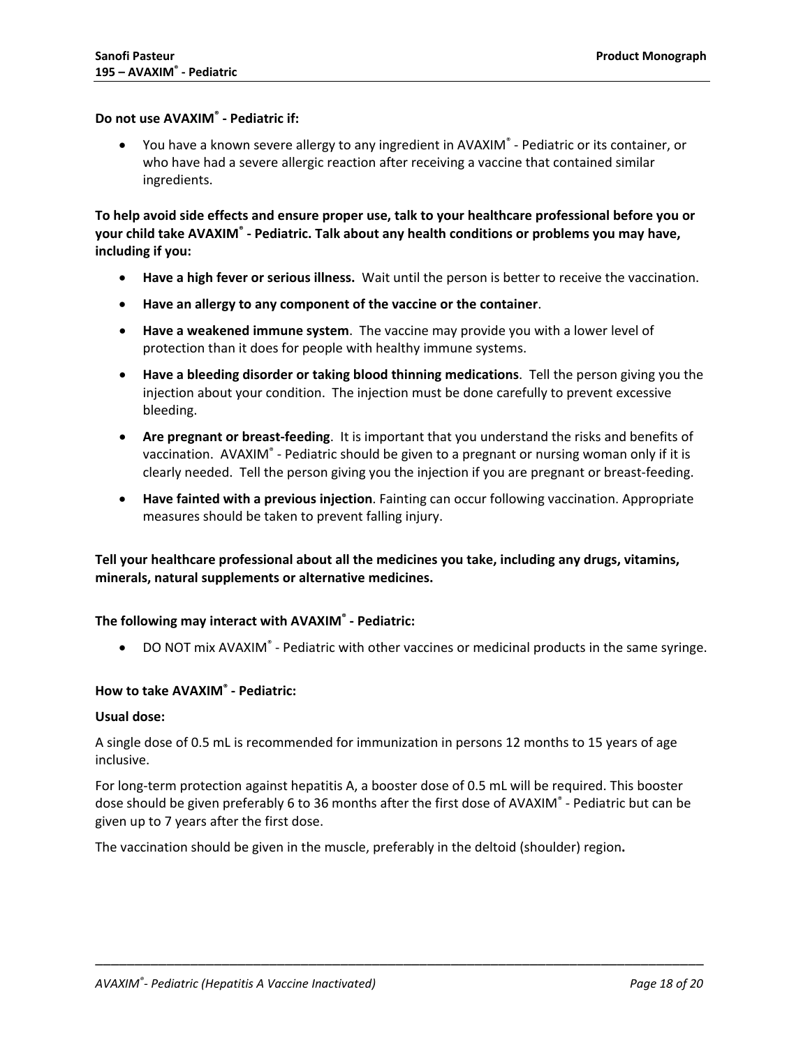**Do not use AVAXIM® - Pediatric if:**

- You have a known severe allergy to any ingredient in AVAXIM® - Pediatric or its container, or who have had a severe allergic reaction after receiving a vaccine that contained similar ingredients.

**To help avoid side effects and ensure proper use, talk to your healthcare professional before you or your child take AVAXIM® - Pediatric. Talk about any health conditions or problems you may have, including if you:**

- **Have a high fever or serious illness.** Wait until the person is better to receive the vaccination.
- **Have an allergy to any component of the vaccine or the container**.
- **Have a weakened immune system**. The vaccine may provide you with a lower level of protection than it does for people with healthy immune systems.
- **Have a bleeding disorder or taking blood thinning medications**. Tell the person giving you the injection about your condition. The injection must be done carefully to prevent excessive bleeding.
- **Are pregnant or breast-feeding**. It is important that you understand the risks and benefits of vaccination. AVAXIM® - Pediatric should be given to a pregnant or nursing woman only if it is clearly needed. Tell the person giving you the injection if you are pregnant or breast-feeding.
- **Have fainted with a previous injection**. Fainting can occur following vaccination. Appropriate measures should be taken to prevent falling injury.

**Tell your healthcare professional about all the medicines you take, including any drugs, vitamins, minerals, natural supplements or alternative medicines.**

**The following may interact with AVAXIM® - Pediatric:**

- DO NOT mix AVAXIM® - Pediatric with other vaccines or medicinal products in the same syringe.

**How to take AVAXIM® - Pediatric:**

**Usual dose:**

A single dose of 0.5 mL is recommended for immunization in persons 12 months to 15 years of age inclusive.

For long-term protection against hepatitis A, a booster dose of 0.5 mL will be required. This booster dose should be given preferably 6 to 36 months after the first dose of AVAXIM® - Pediatric but can be given up to 7 years after the first dose.

The vaccination should be given in the muscle, preferably in the deltoid (shoulder) region**.**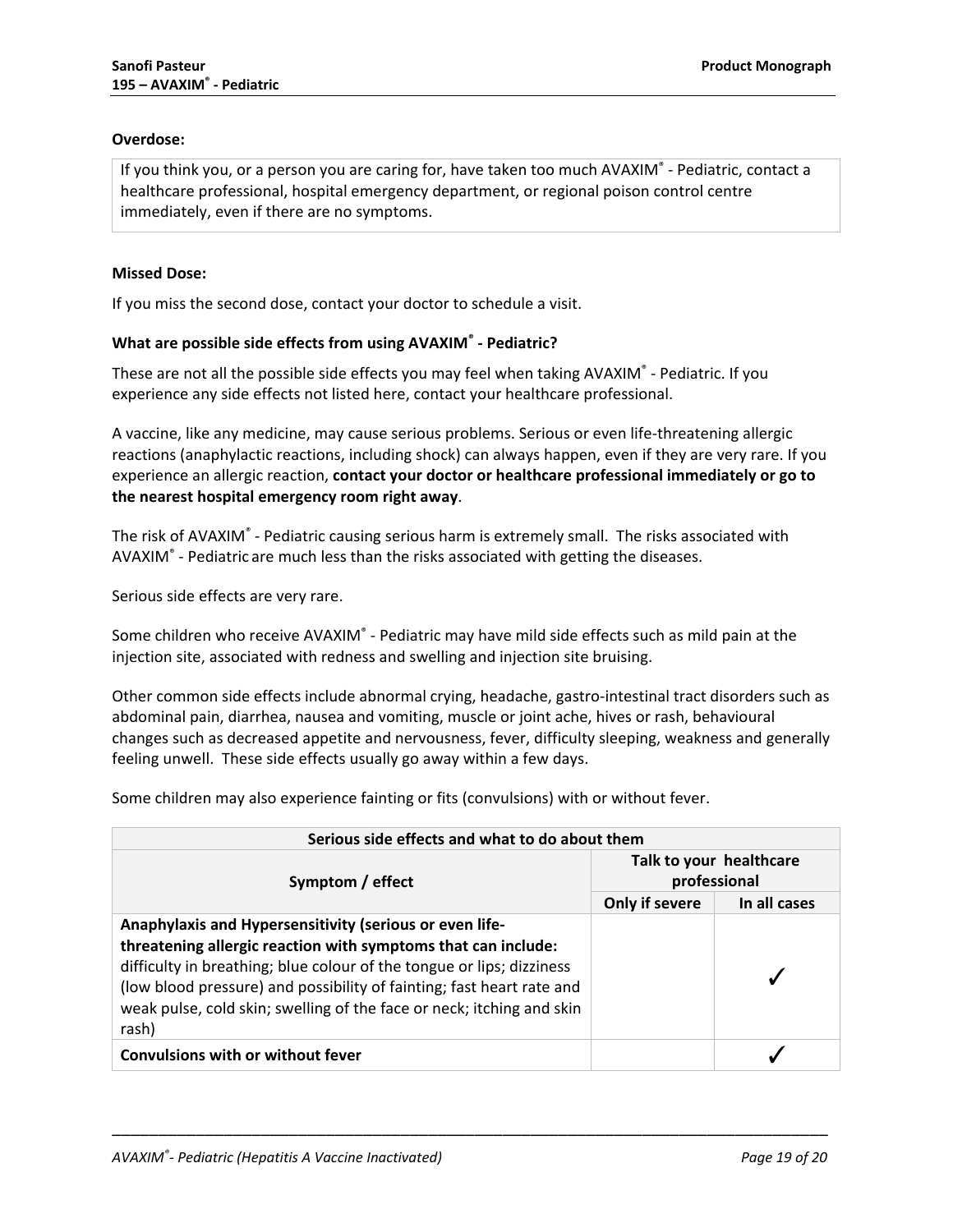**Overdose:**

If you think you, or a person you are caring for, have taken too much AVAXIM® - Pediatric, contact a healthcare professional, hospital emergency department, or regional poison control centre immediately, even if there are no symptoms.

**Missed Dose:**

If you miss the second dose, contact your doctor to schedule a visit.

**What are possible side effects from using AVAXIM® - Pediatric?**

These are not all the possible side effects you may feel when taking AVAXIM® - Pediatric. If you experience any side effects not listed here, contact your healthcare professional.

A vaccine, like any medicine, may cause serious problems. Serious or even life-threatening allergic reactions (anaphylactic reactions, including shock) can always happen, even if they are very rare. If you experience an allergic reaction, **contact your doctor or healthcare professional immediately or go to the nearest hospital emergency room right away**.

The risk of AVAXIM® - Pediatric causing serious harm is extremely small. The risks associated with AVAXIM® - Pediatric are much less than the risks associated with getting the diseases.

Serious side effects are very rare.

Some children who receive AVAXIM® - Pediatric may have mild side effects such as mild pain at the injection site, associated with redness and swelling and injection site bruising.

Other common side effects include abnormal crying, headache, gastro-intestinal tract disorders such as abdominal pain, diarrhea, nausea and vomiting, muscle or joint ache, hives or rash, behavioural changes such as decreased appetite and nervousness, fever, difficulty sleeping, weakness and generally feeling unwell. These side effects usually go away within a few days.

Some children may also experience fainting or fits (convulsions) with or without fever.

| Serious side effects and what to do about them | | |
|---|---|---|
| Symptom / effect | Talk to your healthcare professional | |
| | Only if severe | In all cases |
| **Anaphylaxis and Hypersensitivity (serious or even life-threatening allergic reaction with symptoms that can include:** difficulty in breathing; blue colour of the tongue or lips; dizziness (low blood pressure) and possibility of fainting; fast heart rate and weak pulse, cold skin; swelling of the face or neck; itching and skin rash) | | ✓ |
| **Convulsions with or without fever** | | ✓ |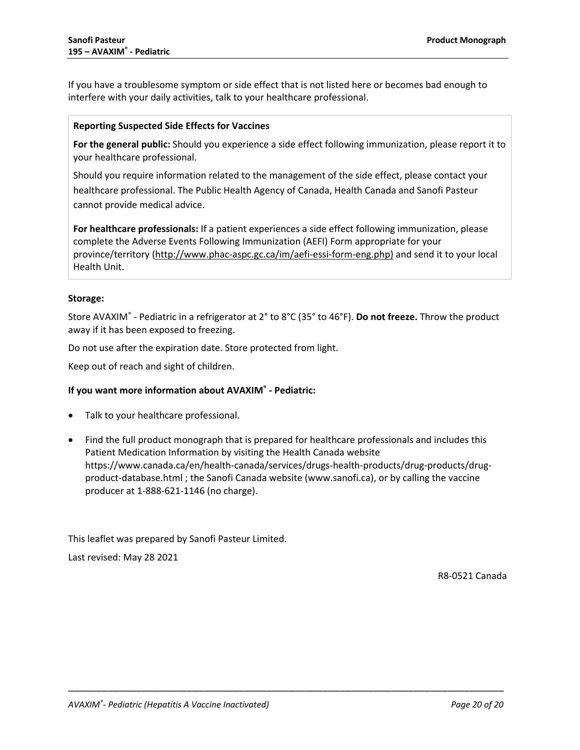If you have a troublesome symptom or side effect that is not listed here or becomes bad enough to interfere with your daily activities, talk to your healthcare professional.

**Reporting Suspected Side Effects for Vaccines**

**For the general public:** Should you experience a side effect following immunization, please report it to your healthcare professional.

Should you require information related to the management of the side effect, please contact your healthcare professional. The Public Health Agency of Canada, Health Canada and Sanofi Pasteur cannot provide medical advice.

**For healthcare professionals:** If a patient experiences a side effect following immunization, please complete the Adverse Events Following Immunization (AEFI) Form appropriate for your province/territory (http://www.phac-aspc.gc.ca/im/aefi-essi-form-eng.php) and send it to your local Health Unit.

**Storage:**

Store AVAXIM® - Pediatric in a refrigerator at 2° to 8°C (35° to 46°F). **Do not freeze.** Throw the product away if it has been exposed to freezing.

Do not use after the expiration date. Store protected from light.

Keep out of reach and sight of children.

**If you want more information about AVAXIM® - Pediatric:**

- Talk to your healthcare professional.
- Find the full product monograph that is prepared for healthcare professionals and includes this Patient Medication Information by visiting the Health Canada website https://www.canada.ca/en/health-canada/services/drugs-health-products/drug-products/drug-product-database.html ; the Sanofi Canada website (www.sanofi.ca), or by calling the vaccine producer at 1-888-621-1146 (no charge).

This leaflet was prepared by Sanofi Pasteur Limited.

Last revised: May 28 2021

R8-0521 Canada